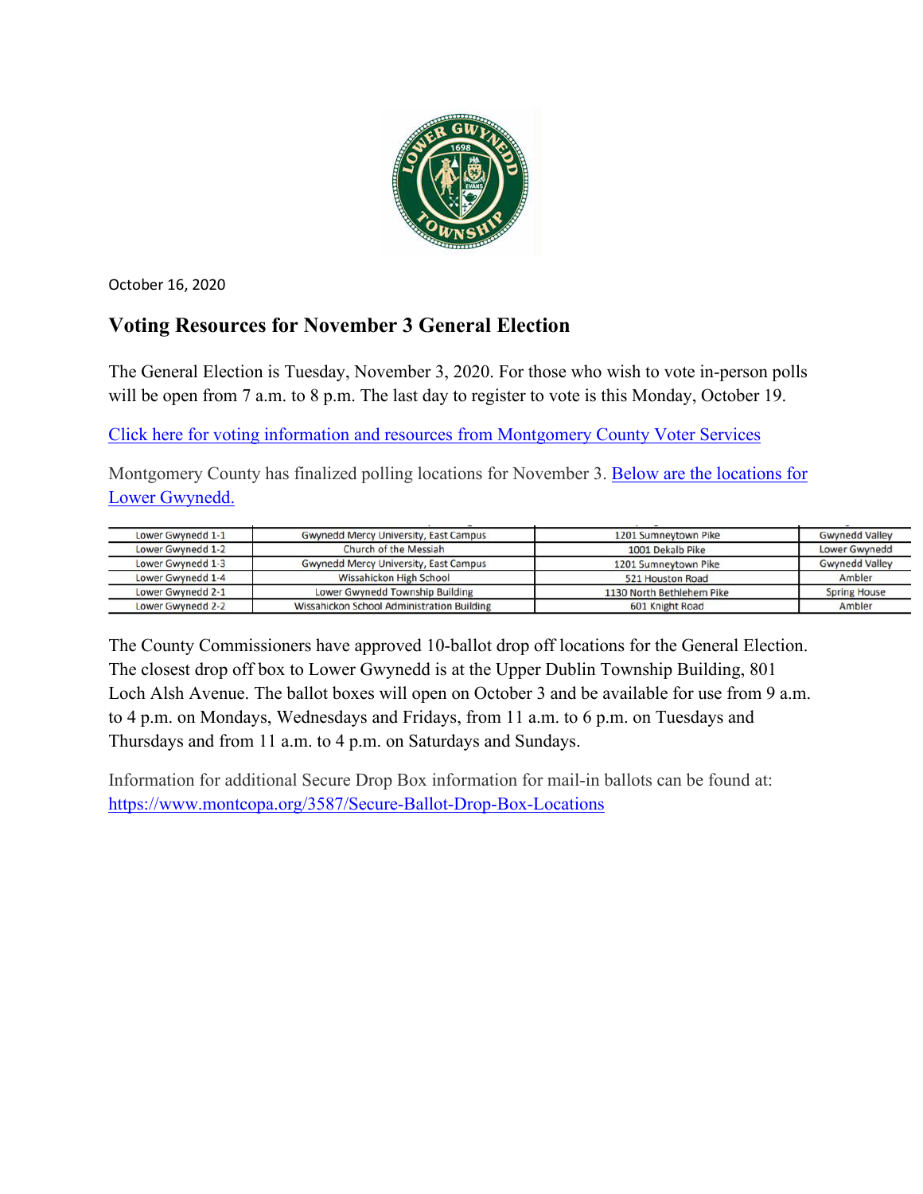October 16, 2020

## Voting Resources for November 3 General Election

The General Election is Tuesday, November 3, 2020. For those who wish to vote in-person polls will be open from 7 a.m. to 8 p.m. The last day to register to vote is this Monday, October 19.

[Click here for voting information and resources from Montgomery County Voter Services]

Montgomery County has finalized polling locations for November 3. [Below are the locations for Lower Gwynedd.]

| | | | |
|---|---|---|---|
| Lower Gwynedd 1-1 | Gwynedd Mercy University, East Campus | 1201 Sumneytown Pike | Gwynedd Valley |
| Lower Gwynedd 1-2 | Church of the Messiah | 1001 Dekalb Pike | Lower Gwynedd |
| Lower Gwynedd 1-3 | Gwynedd Mercy University, East Campus | 1201 Sumneytown Pike | Gwynedd Valley |
| Lower Gwynedd 1-4 | Wissahickon High School | 521 Houston Road | Ambler |
| Lower Gwynedd 2-1 | Lower Gwynedd Township Building | 1130 North Bethlehem Pike | Spring House |
| Lower Gwynedd 2-2 | Wissahickon School Administration Building | 601 Knight Road | Ambler |

The County Commissioners have approved 10-ballot drop off locations for the General Election. The closest drop off box to Lower Gwynedd is at the Upper Dublin Township Building, 801 Loch Alsh Avenue. The ballot boxes will open on October 3 and be available for use from 9 a.m. to 4 p.m. on Mondays, Wednesdays and Fridays, from 11 a.m. to 6 p.m. on Tuesdays and Thursdays and from 11 a.m. to 4 p.m. on Saturdays and Sundays.

Information for additional Secure Drop Box information for mail-in ballots can be found at: https://www.montcopa.org/3587/Secure-Ballot-Drop-Box-Locations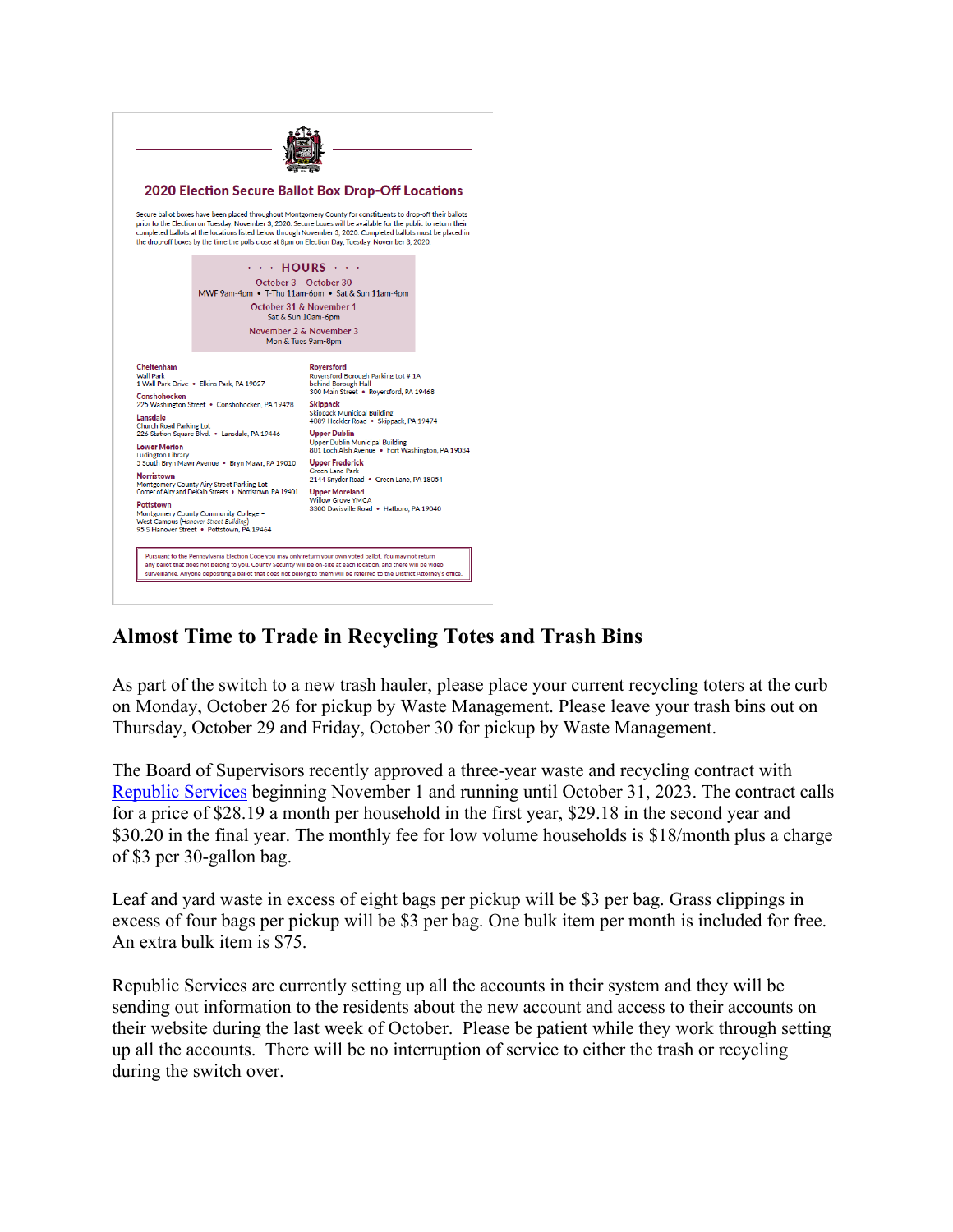## 2020 Election Secure Ballot Box Drop-Off Locations

Secure ballot boxes have been placed throughout Montgomery County for constituents to drop-off their ballots prior to the Election on Tuesday, November 3, 2020. Secure boxes will be available for the public to return their completed ballots at the locations listed below through November 3, 2020. Completed ballots must be placed in the drop-off boxes by the time the polls close at 8pm on Election Day, Tuesday, November 3, 2020.

**· · · HOURS · · ·**

October 3 – October 30
MWF 9am-4pm • T-Thu 11am-6pm • Sat & Sun 11am-4pm

October 31 & November 1
Sat & Sun 10am-6pm

November 2 & November 3
Mon & Tues 9am-8pm

**Cheltenham**
Wall Park
1 Wall Park Drive • Elkins Park, PA 19027

**Conshohocken**
225 Washington Street • Conshohocken, PA 19428

**Lansdale**
Church Road Parking Lot
226 Station Square Blvd. • Lansdale, PA 19446

**Lower Merion**
Ludington Library
5 South Bryn Mawr Avenue • Bryn Mawr, PA 19010

**Norristown**
Montgomery County Airy Street Parking Lot
Corner of Airy and DeKalb Streets • Norristown, PA 19401

**Pottstown**
Montgomery County Community College – West Campus (*Hanover Street Building*)
95 S Hanover Street • Pottstown, PA 19464

**Royersford**
Royersford Borough Parking Lot # 1A behind Borough Hall
300 Main Street • Royersford, PA 19468

**Skippack**
Skippack Municipal Building
4089 Heckler Road • Skippack, PA 19474

**Upper Dublin**
Upper Dublin Municipal Building
801 Loch Alsh Avenue • Fort Washington, PA 19034

**Upper Frederick**
Green Lane Park
2144 Snyder Road • Green Lane, PA 18054

**Upper Moreland**
Willow Grove YMCA
3300 Davisville Road • Hatboro, PA 19040

Pursuant to the Pennsylvania Election Code you may only return your own voted ballot. You may not return any ballot that does not belong to you. County Security will be on-site at each location, and there will be video surveillance. Anyone depositing a ballot that does not belong to them will be referred to the District Attorney's office.

## Almost Time to Trade in Recycling Totes and Trash Bins

As part of the switch to a new trash hauler, please place your current recycling toters at the curb on Monday, October 26 for pickup by Waste Management. Please leave your trash bins out on Thursday, October 29 and Friday, October 30 for pickup by Waste Management.

The Board of Supervisors recently approved a three-year waste and recycling contract with Republic Services beginning November 1 and running until October 31, 2023. The contract calls for a price of $28.19 a month per household in the first year, $29.18 in the second year and $30.20 in the final year. The monthly fee for low volume households is $18/month plus a charge of $3 per 30-gallon bag.

Leaf and yard waste in excess of eight bags per pickup will be $3 per bag. Grass clippings in excess of four bags per pickup will be $3 per bag. One bulk item per month is included for free. An extra bulk item is $75.

Republic Services are currently setting up all the accounts in their system and they will be sending out information to the residents about the new account and access to their accounts on their website during the last week of October. Please be patient while they work through setting up all the accounts. There will be no interruption of service to either the trash or recycling during the switch over.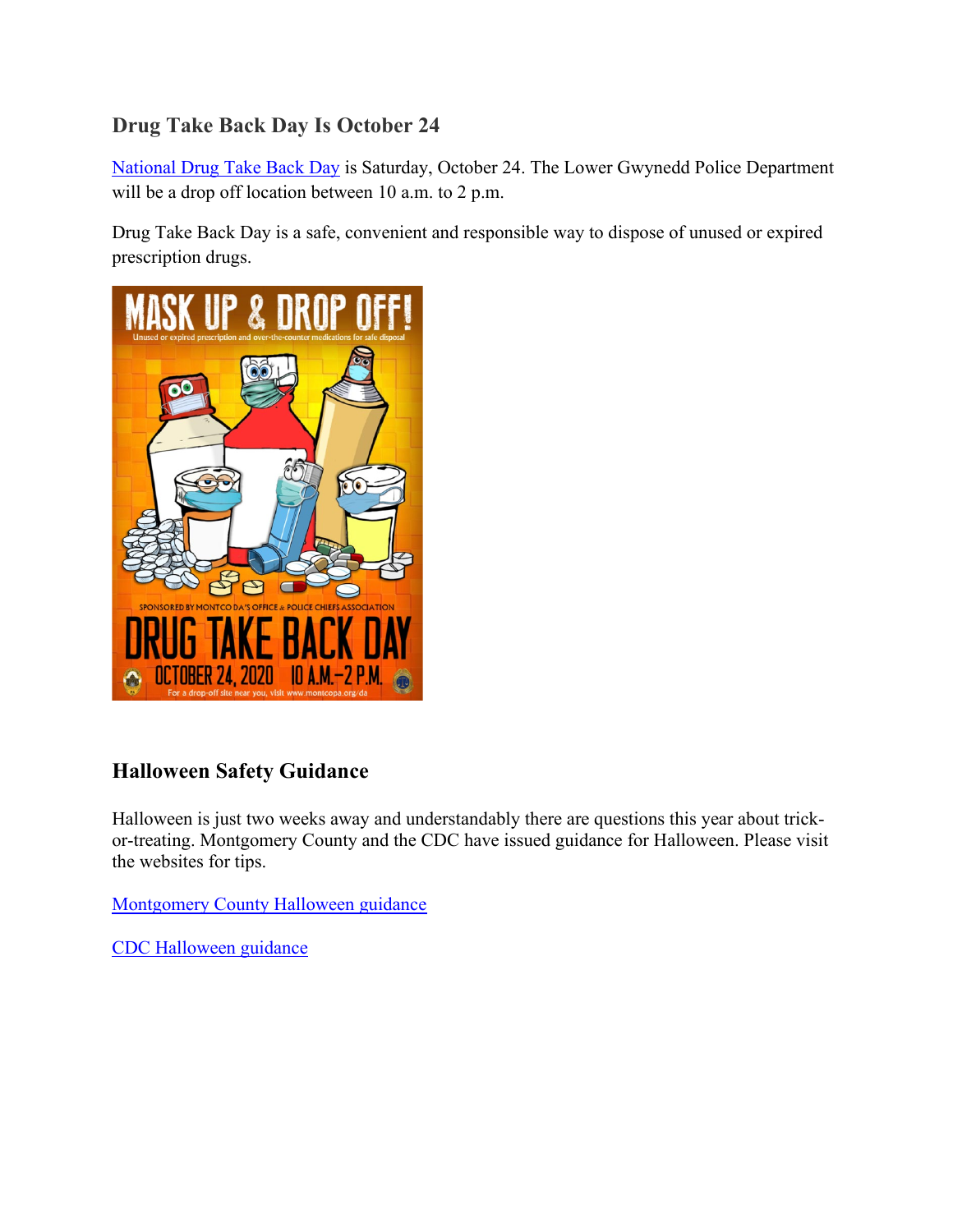## Drug Take Back Day Is October 24

National Drug Take Back Day is Saturday, October 24. The Lower Gwynedd Police Department will be a drop off location between 10 a.m. to 2 p.m.

Drug Take Back Day is a safe, convenient and responsible way to dispose of unused or expired prescription drugs.

MASK UP & DROP OFF!

Unused or expired prescription and over-the-counter medications for safe disposal

SPONSORED BY MONTCO DA'S OFFICE & POLICE CHIEFS ASSOCIATION

DRUG TAKE BACK DAY

OCTOBER 24, 2020 10 A.M.–2 P.M.

For a drop-off site near you, visit www.montcopa.org/da

## Halloween Safety Guidance

Halloween is just two weeks away and understandably there are questions this year about trick-or-treating. Montgomery County and the CDC have issued guidance for Halloween. Please visit the websites for tips.

Montgomery County Halloween guidance

CDC Halloween guidance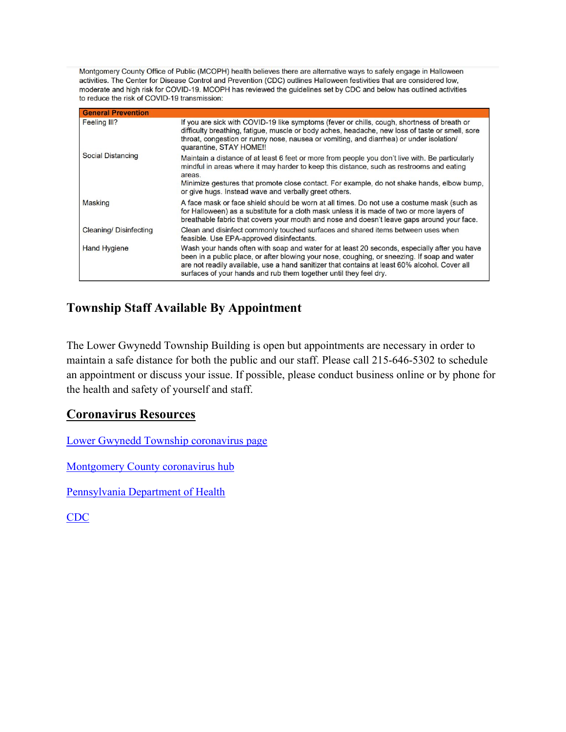Montgomery County Office of Public (MCOPH) health believes there are alternative ways to safely engage in Halloween activities. The Center for Disease Control and Prevention (CDC) outlines Halloween festivities that are considered low, moderate and high risk for COVID-19. MCOPH has reviewed the guidelines set by CDC and below has outlined activities to reduce the risk of COVID-19 transmission:

| General Prevention | |
|---|---|
| Feeling Ill? | If you are sick with COVID-19 like symptoms (fever or chills, cough, shortness of breath or difficulty breathing, fatigue, muscle or body aches, headache, new loss of taste or smell, sore throat, congestion or runny nose, nausea or vomiting, and diarrhea) or under isolation/ quarantine, STAY HOME!! |
| Social Distancing | Maintain a distance of at least 6 feet or more from people you don't live with. Be particularly mindful in areas where it may harder to keep this distance, such as restrooms and eating areas. Minimize gestures that promote close contact. For example, do not shake hands, elbow bump, or give hugs. Instead wave and verbally greet others. |
| Masking | A face mask or face shield should be worn at all times. Do not use a costume mask (such as for Halloween) as a substitute for a cloth mask unless it is made of two or more layers of breathable fabric that covers your mouth and nose and doesn't leave gaps around your face. |
| Cleaning/ Disinfecting | Clean and disinfect commonly touched surfaces and shared items between uses when feasible. Use EPA-approved disinfectants. |
| Hand Hygiene | Wash your hands often with soap and water for at least 20 seconds, especially after you have been in a public place, or after blowing your nose, coughing, or sneezing. If soap and water are not readily available, use a hand sanitizer that contains at least 60% alcohol. Cover all surfaces of your hands and rub them together until they feel dry. |

## Township Staff Available By Appointment

The Lower Gwynedd Township Building is open but appointments are necessary in order to maintain a safe distance for both the public and our staff. Please call 215-646-5302 to schedule an appointment or discuss your issue. If possible, please conduct business online or by phone for the health and safety of yourself and staff.

## Coronavirus Resources

Lower Gwynedd Township coronavirus page

Montgomery County coronavirus hub

Pennsylvania Department of Health

CDC